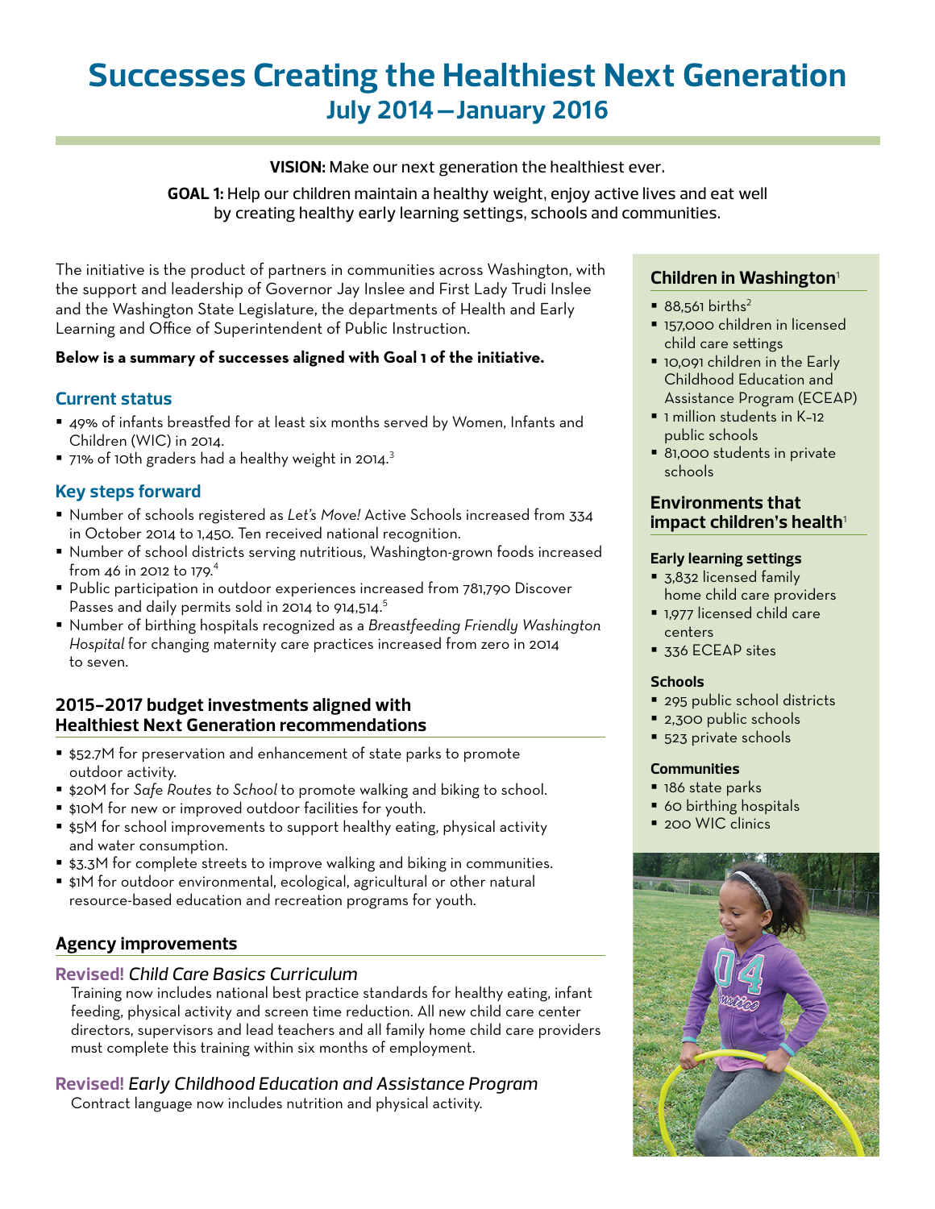# Successes Creating the Healthiest Next Generation

## July 2014—January 2016

**VISION:** Make our next generation the healthiest ever.

**GOAL 1:** Help our children maintain a healthy weight, enjoy active lives and eat well by creating healthy early learning settings, schools and communities.

The initiative is the product of partners in communities across Washington, with the support and leadership of Governor Jay Inslee and First Lady Trudi Inslee and the Washington State Legislature, the departments of Health and Early Learning and Office of Superintendent of Public Instruction.

**Below is a summary of successes aligned with Goal 1 of the initiative.**

### Current status

- 49% of infants breastfed for at least six months served by Women, Infants and Children (WIC) in 2014.
- 71% of 10th graders had a healthy weight in 2014.[3]

### Key steps forward

- Number of schools registered as *Let's Move!* Active Schools increased from 334 in October 2014 to 1,450. Ten received national recognition.
- Number of school districts serving nutritious, Washington-grown foods increased from 46 in 2012 to 179.[4]
- Public participation in outdoor experiences increased from 781,790 Discover Passes and daily permits sold in 2014 to 914,514.[5]
- Number of birthing hospitals recognized as a *Breastfeeding Friendly Washington Hospital* for changing maternity care practices increased from zero in 2014 to seven.

### 2015–2017 budget investments aligned with Healthiest Next Generation recommendations

- $52.7M for preservation and enhancement of state parks to promote outdoor activity.
- $20M for *Safe Routes to School* to promote walking and biking to school.
- $10M for new or improved outdoor facilities for youth.
- $5M for school improvements to support healthy eating, physical activity and water consumption.
- $3.3M for complete streets to improve walking and biking in communities.
- $1M for outdoor environmental, ecological, agricultural or other natural resource-based education and recreation programs for youth.

### Agency improvements

**Revised!** *Child Care Basics Curriculum*

Training now includes national best practice standards for healthy eating, infant feeding, physical activity and screen time reduction. All new child care center directors, supervisors and lead teachers and all family home child care providers must complete this training within six months of employment.

**Revised!** *Early Childhood Education and Assistance Program*

Contract language now includes nutrition and physical activity.

### Children in Washington[1]

- 88,561 births[2]
- 157,000 children in licensed child care settings
- 10,091 children in the Early Childhood Education and Assistance Program (ECEAP)
- 1 million students in K–12 public schools
- 81,000 students in private schools

### Environments that impact children's health[1]

**Early learning settings**

- 3,832 licensed family home child care providers
- 1,977 licensed child care centers
- 336 ECEAP sites

**Schools**

- 295 public school districts
- 2,300 public schools
- 523 private schools

**Communities**

- 186 state parks
- 60 birthing hospitals
- 200 WIC clinics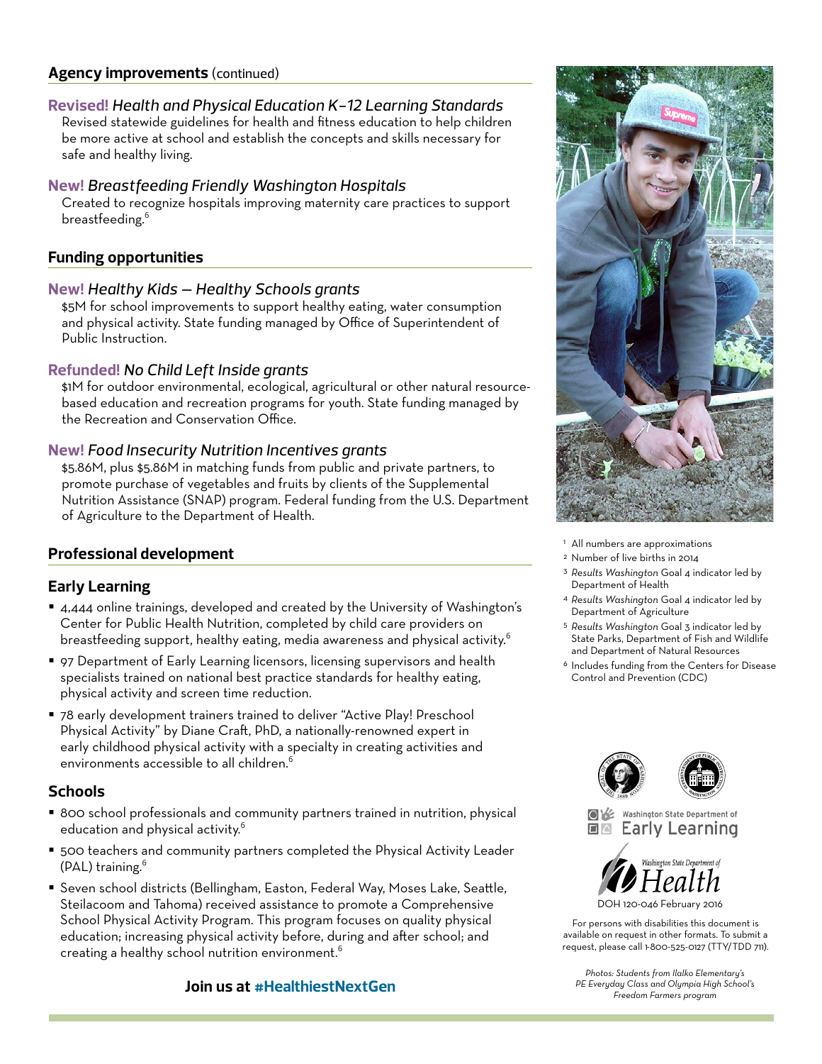## Agency improvements (continued)

**Revised!** *Health and Physical Education K–12 Learning Standards*

Revised statewide guidelines for health and fitness education to help children be more active at school and establish the concepts and skills necessary for safe and healthy living.

**New!** *Breastfeeding Friendly Washington Hospitals*

Created to recognize hospitals improving maternity care practices to support breastfeeding.[6]

## Funding opportunities

**New!** *Healthy Kids — Healthy Schools grants*

$5M for school improvements to support healthy eating, water consumption and physical activity. State funding managed by Office of Superintendent of Public Instruction.

**Refunded!** *No Child Left Inside grants*

$1M for outdoor environmental, ecological, agricultural or other natural resource-based education and recreation programs for youth. State funding managed by the Recreation and Conservation Office.

**New!** *Food Insecurity Nutrition Incentives grants*

$5.86M, plus $5.86M in matching funds from public and private partners, to promote purchase of vegetables and fruits by clients of the Supplemental Nutrition Assistance (SNAP) program. Federal funding from the U.S. Department of Agriculture to the Department of Health.

## Professional development

### Early Learning

- 4,444 online trainings, developed and created by the University of Washington's Center for Public Health Nutrition, completed by child care providers on breastfeeding support, healthy eating, media awareness and physical activity.[6]
- 97 Department of Early Learning licensors, licensing supervisors and health specialists trained on national best practice standards for healthy eating, physical activity and screen time reduction.
- 78 early development trainers trained to deliver "Active Play! Preschool Physical Activity" by Diane Craft, PhD, a nationally-renowned expert in early childhood physical activity with a specialty in creating activities and environments accessible to all children.[6]

### Schools

- 800 school professionals and community partners trained in nutrition, physical education and physical activity.[6]
- 500 teachers and community partners completed the Physical Activity Leader (PAL) training.[6]
- Seven school districts (Bellingham, Easton, Federal Way, Moses Lake, Seattle, Steilacoom and Tahoma) received assistance to promote a Comprehensive School Physical Activity Program. This program focuses on quality physical education; increasing physical activity before, during and after school; and creating a healthy school nutrition environment.[6]

**Join us at #HealthiestNextGen**

1 All numbers are approximations

2 Number of live births in 2014

3 *Results Washington* Goal 4 indicator led by Department of Health

4 *Results Washington* Goal 4 indicator led by Department of Agriculture

5 *Results Washington* Goal 3 indicator led by State Parks, Department of Fish and Wildlife and Department of Natural Resources

6 Includes funding from the Centers for Disease Control and Prevention (CDC)

Washington State Department of Early Learning

Washington State Department of Health

DOH 120-046 February 2016

For persons with disabilities this document is available on request in other formats. To submit a request, please call 1-800-525-0127 (TTY/TDD 711).

*Photos: Students from Ilalko Elementary's PE Everyday Class and Olympia High School's Freedom Farmers program*